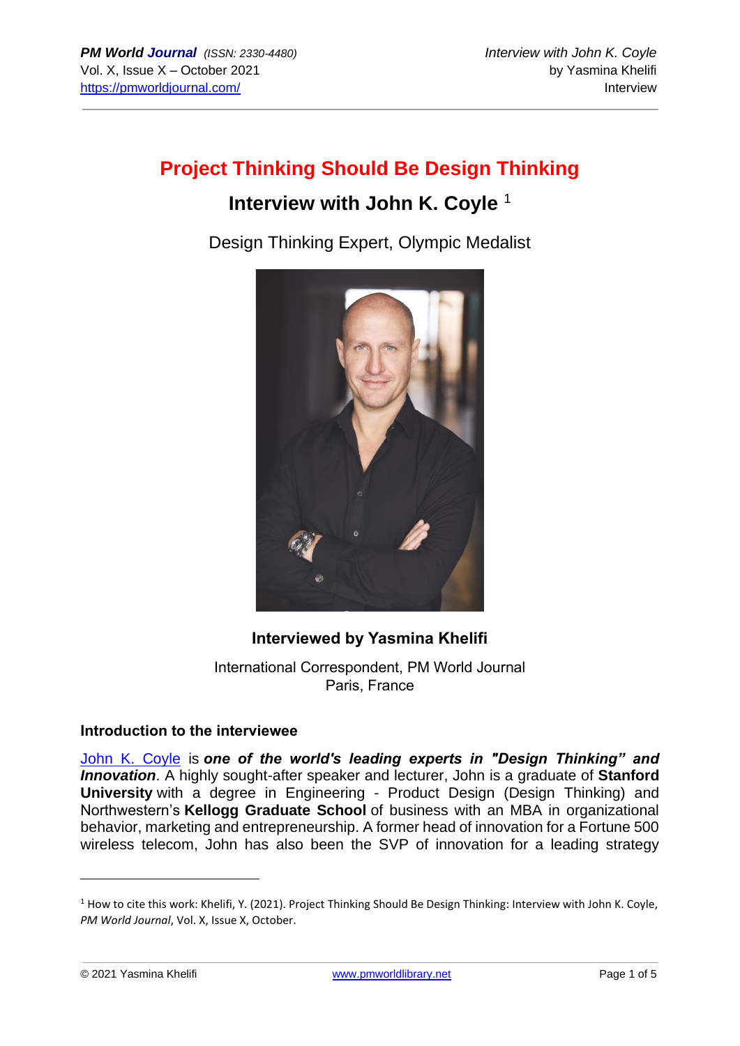# Project Thinking Should Be Design Thinking

## Interview with John K. Coyle [1]

Design Thinking Expert, Olympic Medalist

**Interviewed by Yasmina Khelifi**

International Correspondent, PM World Journal
Paris, France

### Introduction to the interviewee

John K. Coyle is ***one of the world's leading experts in "Design Thinking" and Innovation***. A highly sought-after speaker and lecturer, John is a graduate of **Stanford University** with a degree in Engineering - Product Design (Design Thinking) and Northwestern's **Kellogg Graduate School** of business with an MBA in organizational behavior, marketing and entrepreneurship. A former head of innovation for a Fortune 500 wireless telecom, John has also been the SVP of innovation for a leading strategy

---

[1] How to cite this work: Khelifi, Y. (2021). Project Thinking Should Be Design Thinking: Interview with John K. Coyle, *PM World Journal*, Vol. X, Issue X, October.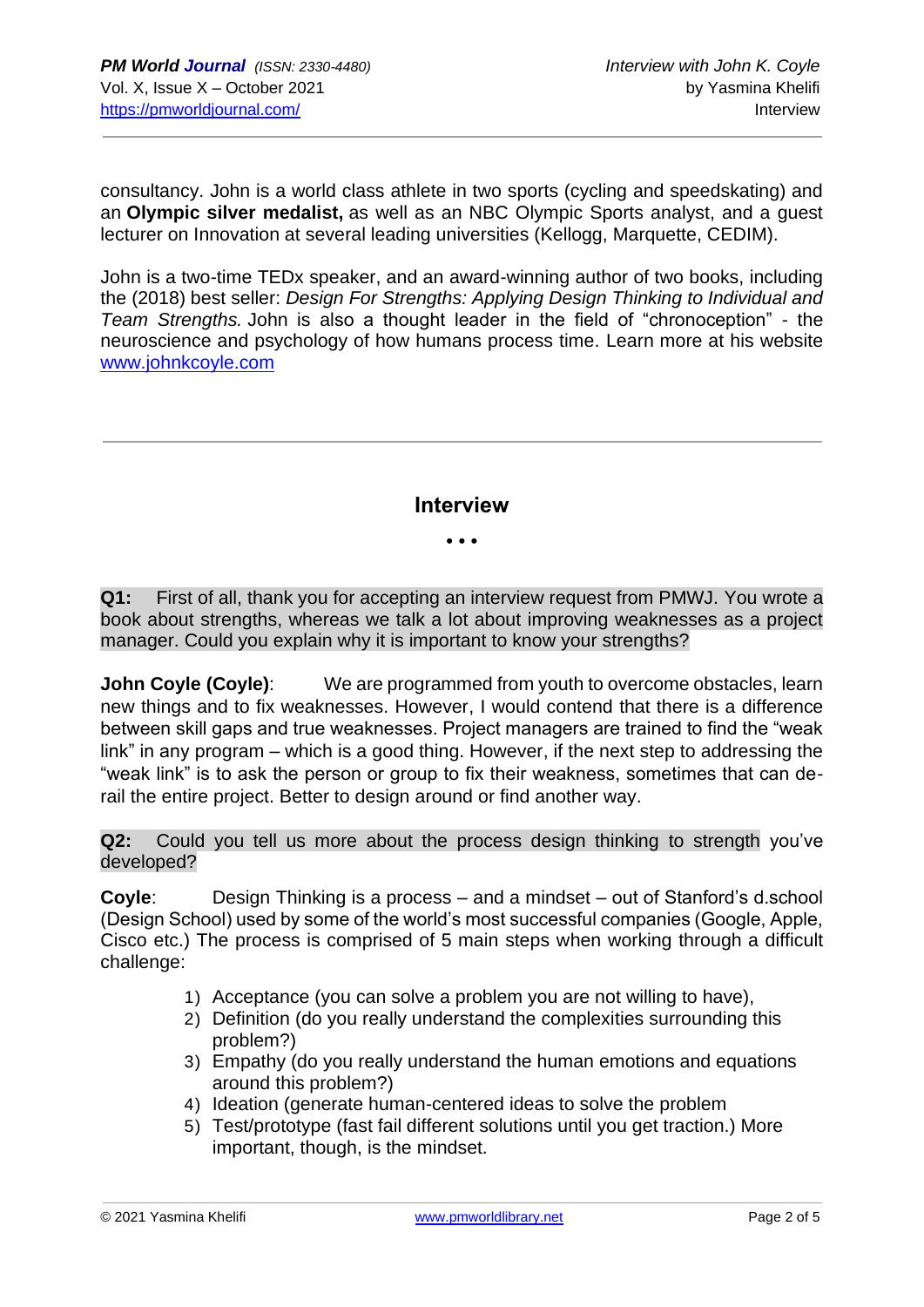consultancy. John is a world class athlete in two sports (cycling and speedskating) and an **Olympic silver medalist,** as well as an NBC Olympic Sports analyst, and a guest lecturer on Innovation at several leading universities (Kellogg, Marquette, CEDIM).

John is a two-time TEDx speaker, and an award-winning author of two books, including the (2018) best seller: *Design For Strengths: Applying Design Thinking to Individual and Team Strengths.* John is also a thought leader in the field of "chronoception" - the neuroscience and psychology of how humans process time. Learn more at his website [www.johnkcoyle.com](http://www.johnkcoyle.com)

---

## Interview

• • •

**Q1:** First of all, thank you for accepting an interview request from PMWJ. You wrote a book about strengths, whereas we talk a lot about improving weaknesses as a project manager. Could you explain why it is important to know your strengths?

**John Coyle (Coyle)**: We are programmed from youth to overcome obstacles, learn new things and to fix weaknesses. However, I would contend that there is a difference between skill gaps and true weaknesses. Project managers are trained to find the "weak link" in any program – which is a good thing. However, if the next step to addressing the "weak link" is to ask the person or group to fix their weakness, sometimes that can de-rail the entire project. Better to design around or find another way.

**Q2:** Could you tell us more about the process design thinking to strength you've developed?

**Coyle**: Design Thinking is a process – and a mindset – out of Stanford's d.school (Design School) used by some of the world's most successful companies (Google, Apple, Cisco etc.) The process is comprised of 5 main steps when working through a difficult challenge:

1) Acceptance (you can solve a problem you are not willing to have),
2) Definition (do you really understand the complexities surrounding this problem?)
3) Empathy (do you really understand the human emotions and equations around this problem?)
4) Ideation (generate human-centered ideas to solve the problem
5) Test/prototype (fast fail different solutions until you get traction.) More important, though, is the mindset.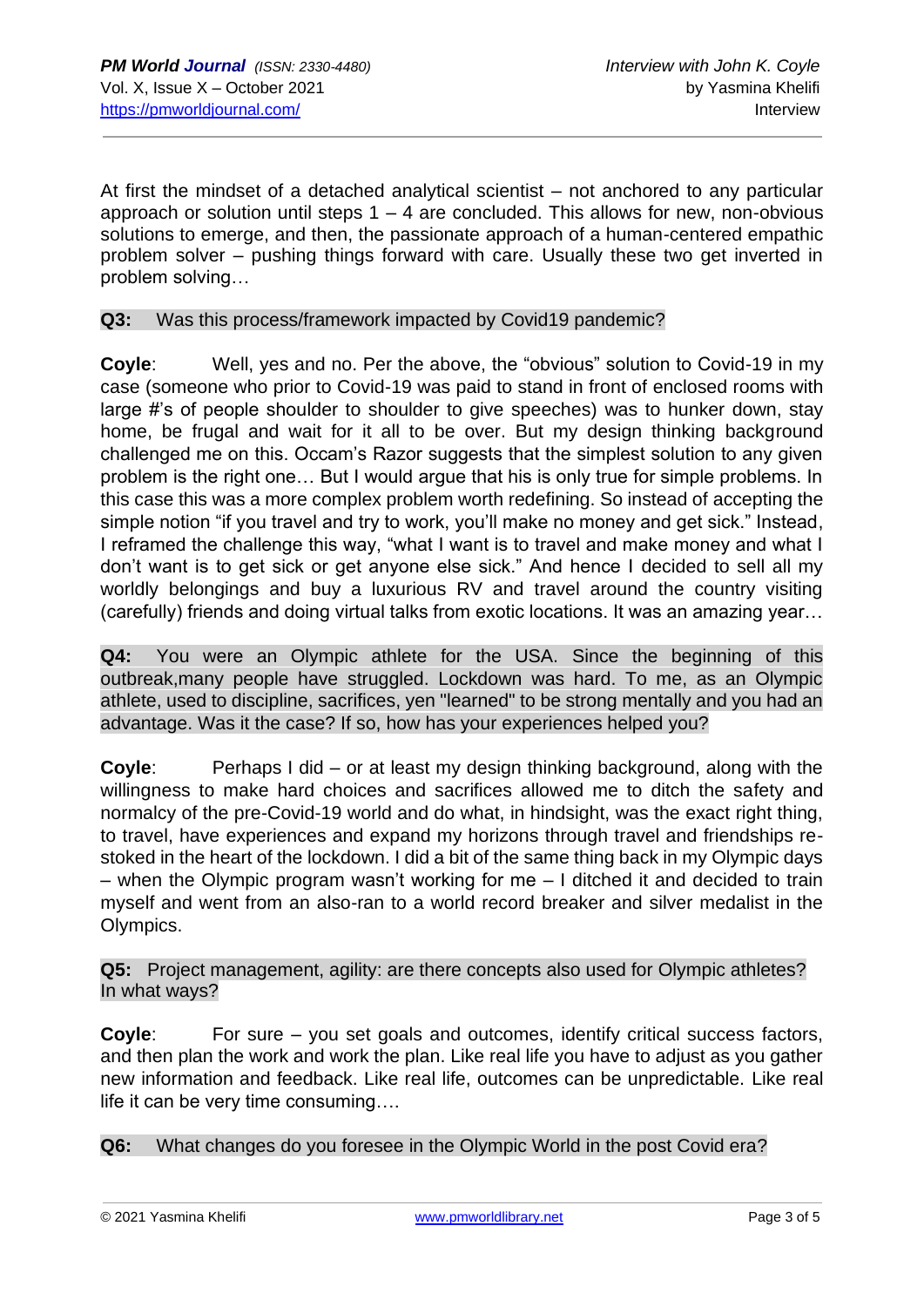At first the mindset of a detached analytical scientist – not anchored to any particular approach or solution until steps 1 – 4 are concluded. This allows for new, non-obvious solutions to emerge, and then, the passionate approach of a human-centered empathic problem solver – pushing things forward with care. Usually these two get inverted in problem solving…

**Q3:** Was this process/framework impacted by Covid19 pandemic?

**Coyle**: Well, yes and no. Per the above, the "obvious" solution to Covid-19 in my case (someone who prior to Covid-19 was paid to stand in front of enclosed rooms with large #'s of people shoulder to shoulder to give speeches) was to hunker down, stay home, be frugal and wait for it all to be over. But my design thinking background challenged me on this. Occam's Razor suggests that the simplest solution to any given problem is the right one… But I would argue that his is only true for simple problems. In this case this was a more complex problem worth redefining. So instead of accepting the simple notion "if you travel and try to work, you'll make no money and get sick." Instead, I reframed the challenge this way, "what I want is to travel and make money and what I don't want is to get sick or get anyone else sick." And hence I decided to sell all my worldly belongings and buy a luxurious RV and travel around the country visiting (carefully) friends and doing virtual talks from exotic locations. It was an amazing year…

**Q4:** You were an Olympic athlete for the USA. Since the beginning of this outbreak,many people have struggled. Lockdown was hard. To me, as an Olympic athlete, used to discipline, sacrifices, yen "learned" to be strong mentally and you had an advantage. Was it the case? If so, how has your experiences helped you?

**Coyle**: Perhaps I did – or at least my design thinking background, along with the willingness to make hard choices and sacrifices allowed me to ditch the safety and normalcy of the pre-Covid-19 world and do what, in hindsight, was the exact right thing, to travel, have experiences and expand my horizons through travel and friendships re-stoked in the heart of the lockdown. I did a bit of the same thing back in my Olympic days – when the Olympic program wasn't working for me – I ditched it and decided to train myself and went from an also-ran to a world record breaker and silver medalist in the Olympics.

**Q5:** Project management, agility: are there concepts also used for Olympic athletes? In what ways?

**Coyle**: For sure – you set goals and outcomes, identify critical success factors, and then plan the work and work the plan. Like real life you have to adjust as you gather new information and feedback. Like real life, outcomes can be unpredictable. Like real life it can be very time consuming….

**Q6:** What changes do you foresee in the Olympic World in the post Covid era?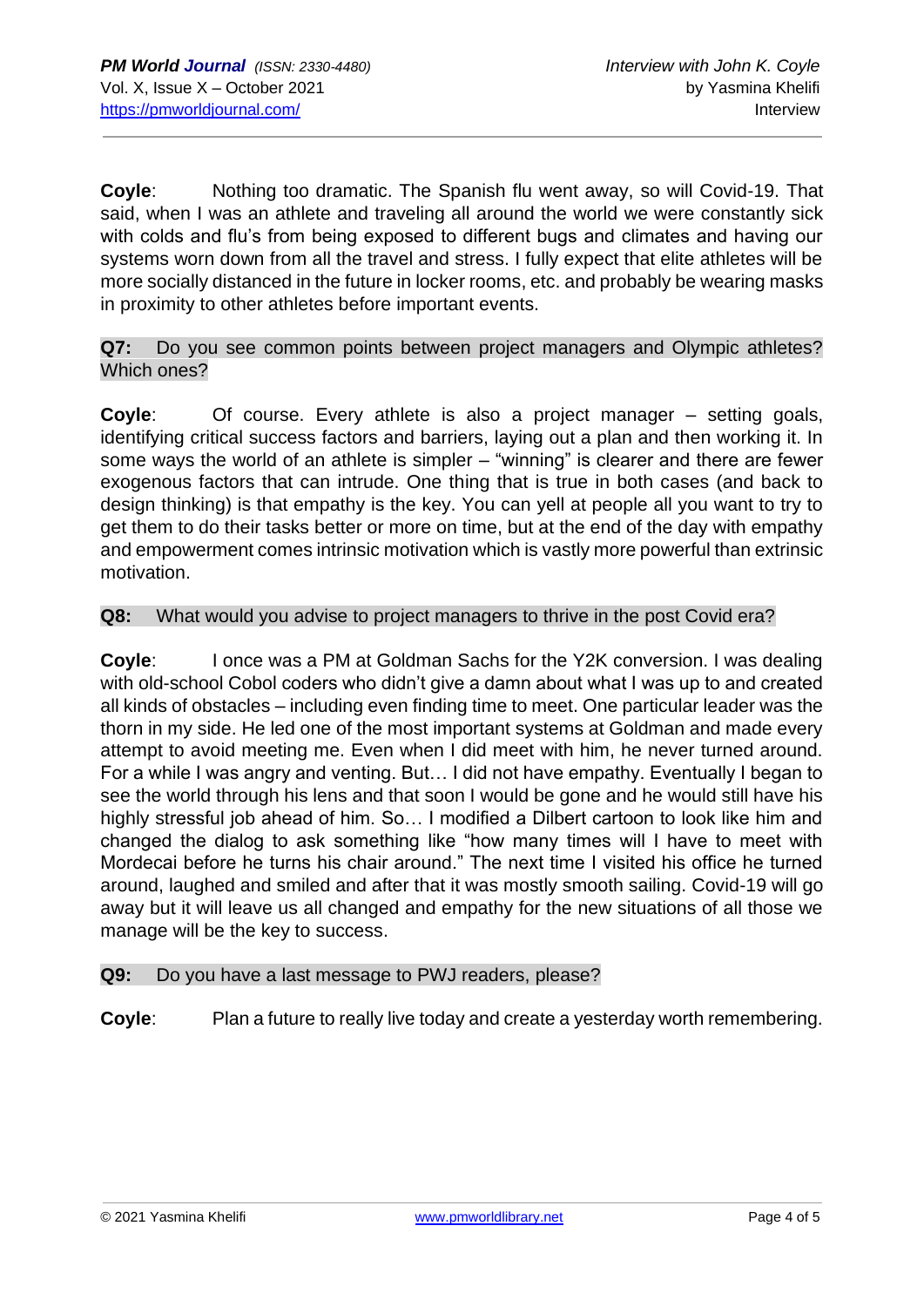**Coyle**: Nothing too dramatic. The Spanish flu went away, so will Covid-19. That said, when I was an athlete and traveling all around the world we were constantly sick with colds and flu's from being exposed to different bugs and climates and having our systems worn down from all the travel and stress. I fully expect that elite athletes will be more socially distanced in the future in locker rooms, etc. and probably be wearing masks in proximity to other athletes before important events.

**Q7:** Do you see common points between project managers and Olympic athletes? Which ones?

**Coyle**: Of course. Every athlete is also a project manager – setting goals, identifying critical success factors and barriers, laying out a plan and then working it. In some ways the world of an athlete is simpler – "winning" is clearer and there are fewer exogenous factors that can intrude. One thing that is true in both cases (and back to design thinking) is that empathy is the key. You can yell at people all you want to try to get them to do their tasks better or more on time, but at the end of the day with empathy and empowerment comes intrinsic motivation which is vastly more powerful than extrinsic motivation.

**Q8:** What would you advise to project managers to thrive in the post Covid era?

**Coyle**: I once was a PM at Goldman Sachs for the Y2K conversion. I was dealing with old-school Cobol coders who didn't give a damn about what I was up to and created all kinds of obstacles – including even finding time to meet. One particular leader was the thorn in my side. He led one of the most important systems at Goldman and made every attempt to avoid meeting me. Even when I did meet with him, he never turned around. For a while I was angry and venting. But… I did not have empathy. Eventually I began to see the world through his lens and that soon I would be gone and he would still have his highly stressful job ahead of him. So… I modified a Dilbert cartoon to look like him and changed the dialog to ask something like "how many times will I have to meet with Mordecai before he turns his chair around." The next time I visited his office he turned around, laughed and smiled and after that it was mostly smooth sailing. Covid-19 will go away but it will leave us all changed and empathy for the new situations of all those we manage will be the key to success.

**Q9:** Do you have a last message to PWJ readers, please?

**Coyle**: Plan a future to really live today and create a yesterday worth remembering.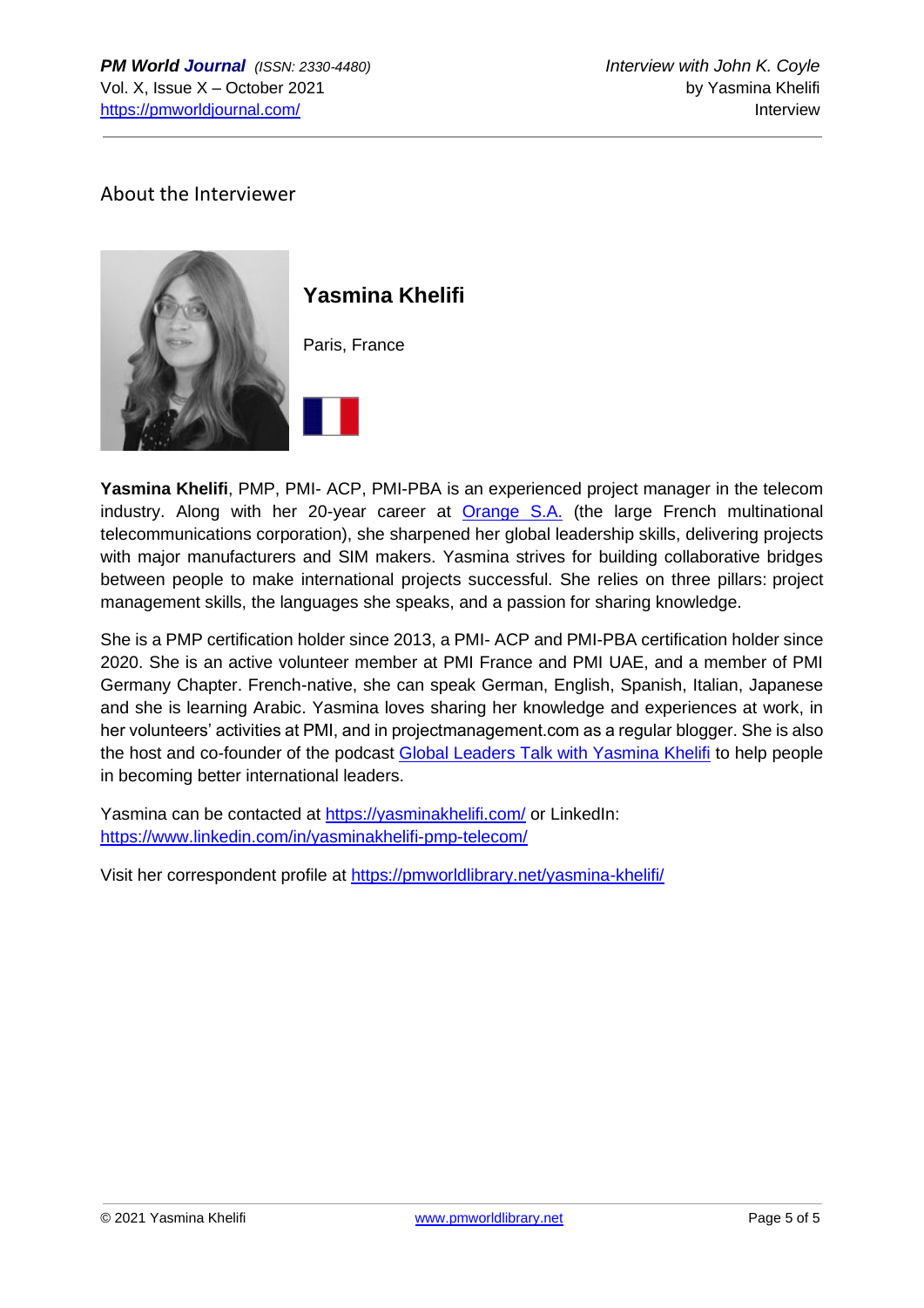## About the Interviewer

### Yasmina Khelifi

Paris, France

**Yasmina Khelifi**, PMP, PMI- ACP, PMI-PBA is an experienced project manager in the telecom industry. Along with her 20-year career at [Orange S.A.](#) (the large French multinational telecommunications corporation), she sharpened her global leadership skills, delivering projects with major manufacturers and SIM makers. Yasmina strives for building collaborative bridges between people to make international projects successful. She relies on three pillars: project management skills, the languages she speaks, and a passion for sharing knowledge.

She is a PMP certification holder since 2013, a PMI- ACP and PMI-PBA certification holder since 2020. She is an active volunteer member at PMI France and PMI UAE, and a member of PMI Germany Chapter. French-native, she can speak German, English, Spanish, Italian, Japanese and she is learning Arabic. Yasmina loves sharing her knowledge and experiences at work, in her volunteers' activities at PMI, and in projectmanagement.com as a regular blogger. She is also the host and co-founder of the podcast [Global Leaders Talk with Yasmina Khelifi](#) to help people in becoming better international leaders.

Yasmina can be contacted at https://yasminakhelifi.com/ or LinkedIn: https://www.linkedin.com/in/yasminakhelifi-pmp-telecom/

Visit her correspondent profile at https://pmworldlibrary.net/yasmina-khelifi/